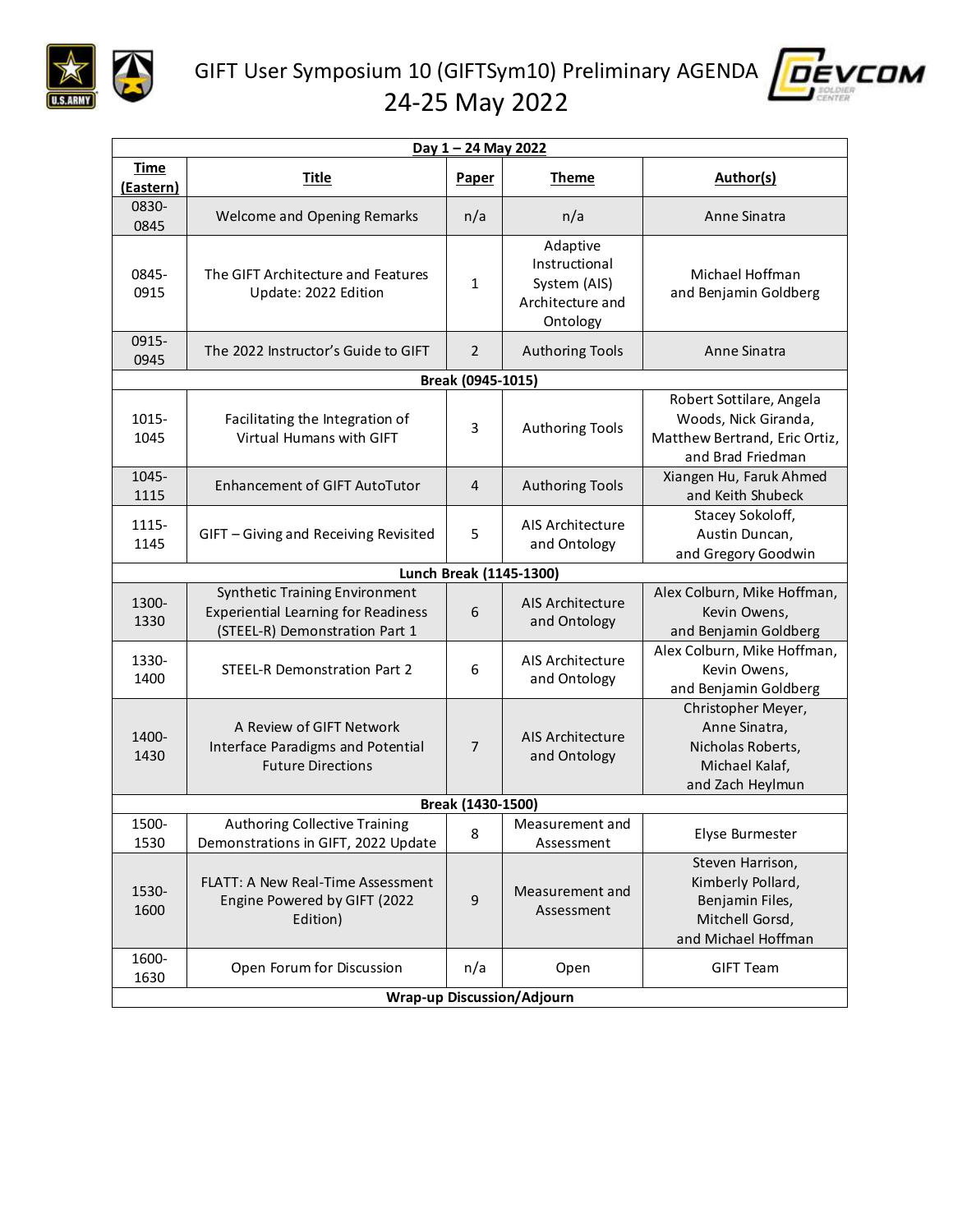# GIFT User Symposium 10 (GIFTSym10) Preliminary AGENDA

## 24-25 May 2022

| **Day 1 – 24 May 2022** | | | | |
|---|---|---|---|---|
| **Time (Eastern)** | **Title** | **Paper** | **Theme** | **Author(s)** |
| 0830-0845 | Welcome and Opening Remarks | n/a | n/a | Anne Sinatra |
| 0845-0915 | The GIFT Architecture and Features Update: 2022 Edition | 1 | Adaptive Instructional System (AIS) Architecture and Ontology | Michael Hoffman and Benjamin Goldberg |
| 0915-0945 | The 2022 Instructor's Guide to GIFT | 2 | Authoring Tools | Anne Sinatra |
| **Break (0945-1015)** | | | | |
| 1015-1045 | Facilitating the Integration of Virtual Humans with GIFT | 3 | Authoring Tools | Robert Sottilare, Angela Woods, Nick Giranda, Matthew Bertrand, Eric Ortiz, and Brad Friedman |
| 1045-1115 | Enhancement of GIFT AutoTutor | 4 | Authoring Tools | Xiangen Hu, Faruk Ahmed and Keith Shubeck |
| 1115-1145 | GIFT – Giving and Receiving Revisited | 5 | AIS Architecture and Ontology | Stacey Sokoloff, Austin Duncan, and Gregory Goodwin |
| **Lunch Break (1145-1300)** | | | | |
| 1300-1330 | Synthetic Training Environment Experiential Learning for Readiness (STEEL-R) Demonstration Part 1 | 6 | AIS Architecture and Ontology | Alex Colburn, Mike Hoffman, Kevin Owens, and Benjamin Goldberg |
| 1330-1400 | STEEL-R Demonstration Part 2 | 6 | AIS Architecture and Ontology | Alex Colburn, Mike Hoffman, Kevin Owens, and Benjamin Goldberg |
| 1400-1430 | A Review of GIFT Network Interface Paradigms and Potential Future Directions | 7 | AIS Architecture and Ontology | Christopher Meyer, Anne Sinatra, Nicholas Roberts, Michael Kalaf, and Zach Heylmun |
| **Break (1430-1500)** | | | | |
| 1500-1530 | Authoring Collective Training Demonstrations in GIFT, 2022 Update | 8 | Measurement and Assessment | Elyse Burmester |
| 1530-1600 | FLATT: A New Real-Time Assessment Engine Powered by GIFT (2022 Edition) | 9 | Measurement and Assessment | Steven Harrison, Kimberly Pollard, Benjamin Files, Mitchell Gorsd, and Michael Hoffman |
| 1600-1630 | Open Forum for Discussion | n/a | Open | GIFT Team |
| **Wrap-up Discussion/Adjourn** | | | | |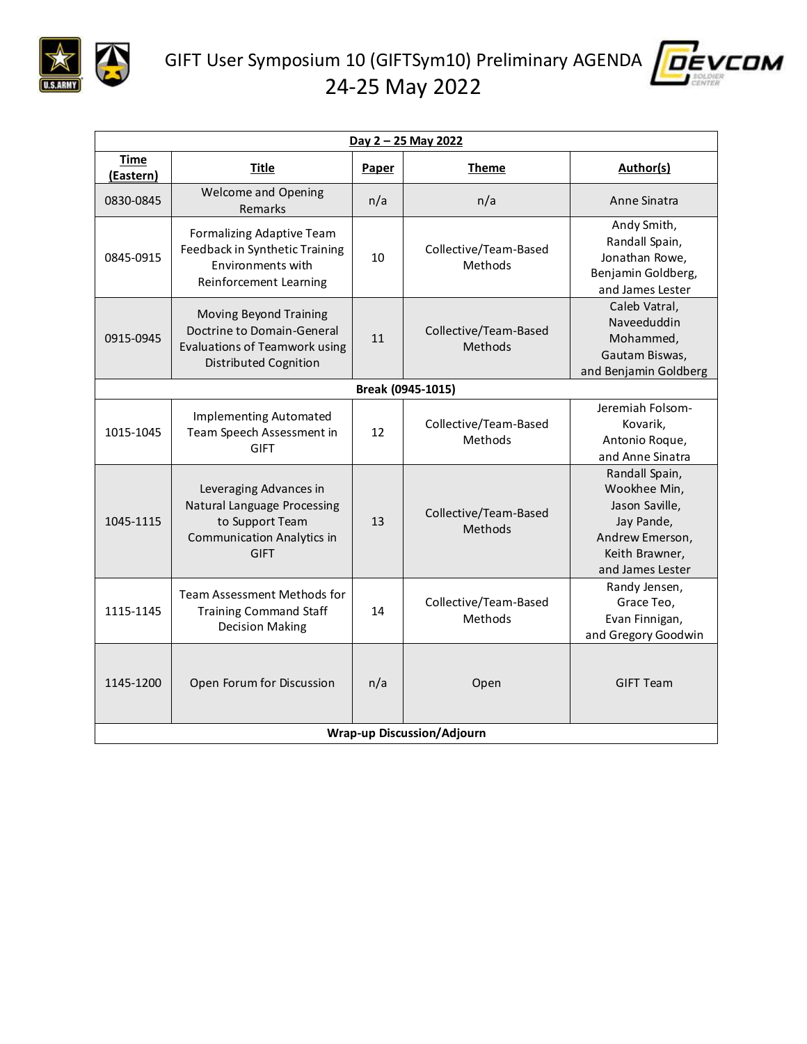# GIFT User Symposium 10 (GIFTSym10) Preliminary AGENDA
## 24-25 May 2022

| Time (Eastern) | Title | Paper | Theme | Author(s) |
|---|---|---|---|---|
| **Day 2 – 25 May 2022** | | | | |
| 0830-0845 | Welcome and Opening Remarks | n/a | n/a | Anne Sinatra |
| 0845-0915 | Formalizing Adaptive Team Feedback in Synthetic Training Environments with Reinforcement Learning | 10 | Collective/Team-Based Methods | Andy Smith, Randall Spain, Jonathan Rowe, Benjamin Goldberg, and James Lester |
| 0915-0945 | Moving Beyond Training Doctrine to Domain-General Evaluations of Teamwork using Distributed Cognition | 11 | Collective/Team-Based Methods | Caleb Vatral, Naveeduddin Mohammed, Gautam Biswas, and Benjamin Goldberg |
| **Break (0945-1015)** | | | | |
| 1015-1045 | Implementing Automated Team Speech Assessment in GIFT | 12 | Collective/Team-Based Methods | Jeremiah Folsom-Kovarik, Antonio Roque, and Anne Sinatra |
| 1045-1115 | Leveraging Advances in Natural Language Processing to Support Team Communication Analytics in GIFT | 13 | Collective/Team-Based Methods | Randall Spain, Wookhee Min, Jason Saville, Jay Pande, Andrew Emerson, Keith Brawner, and James Lester |
| 1115-1145 | Team Assessment Methods for Training Command Staff Decision Making | 14 | Collective/Team-Based Methods | Randy Jensen, Grace Teo, Evan Finnigan, and Gregory Goodwin |
| 1145-1200 | Open Forum for Discussion | n/a | Open | GIFT Team |
| **Wrap-up Discussion/Adjourn** | | | | |